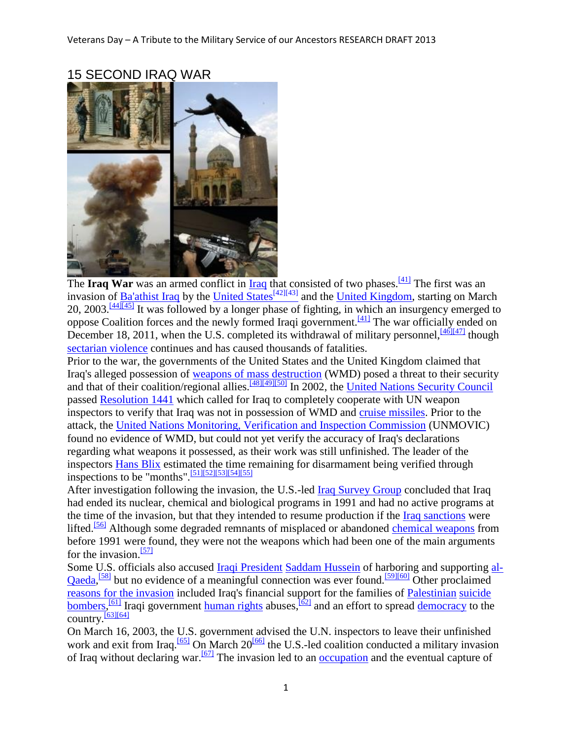# 15 SECOND IRAQ WAR

The **Iraq War** was an armed conflict in Iraq that consisted of two phases.[41] The first was an invasion of Ba'athist Iraq by the United States[42][43] and the United Kingdom, starting on March 20, 2003.[44][45] It was followed by a longer phase of fighting, in which an insurgency emerged to oppose Coalition forces and the newly formed Iraqi government.[41] The war officially ended on December 18, 2011, when the U.S. completed its withdrawal of military personnel,[46][47] though sectarian violence continues and has caused thousands of fatalities.

Prior to the war, the governments of the United States and the United Kingdom claimed that Iraq's alleged possession of weapons of mass destruction (WMD) posed a threat to their security and that of their coalition/regional allies.[48][49][50] In 2002, the United Nations Security Council passed Resolution 1441 which called for Iraq to completely cooperate with UN weapon inspectors to verify that Iraq was not in possession of WMD and cruise missiles. Prior to the attack, the United Nations Monitoring, Verification and Inspection Commission (UNMOVIC) found no evidence of WMD, but could not yet verify the accuracy of Iraq's declarations regarding what weapons it possessed, as their work was still unfinished. The leader of the inspectors Hans Blix estimated the time remaining for disarmament being verified through inspections to be "months".[51][52][53][54][55]

After investigation following the invasion, the U.S.-led Iraq Survey Group concluded that Iraq had ended its nuclear, chemical and biological programs in 1991 and had no active programs at the time of the invasion, but that they intended to resume production if the Iraq sanctions were lifted.[56] Although some degraded remnants of misplaced or abandoned chemical weapons from before 1991 were found, they were not the weapons which had been one of the main arguments for the invasion.[57]

Some U.S. officials also accused Iraqi President Saddam Hussein of harboring and supporting al-Qaeda,[58] but no evidence of a meaningful connection was ever found.[59][60] Other proclaimed reasons for the invasion included Iraq's financial support for the families of Palestinian suicide bombers,[61] Iraqi government human rights abuses,[62] and an effort to spread democracy to the country.[63][64]

On March 16, 2003, the U.S. government advised the U.N. inspectors to leave their unfinished work and exit from Iraq.[65] On March 20[66] the U.S.-led coalition conducted a military invasion of Iraq without declaring war.[67] The invasion led to an occupation and the eventual capture of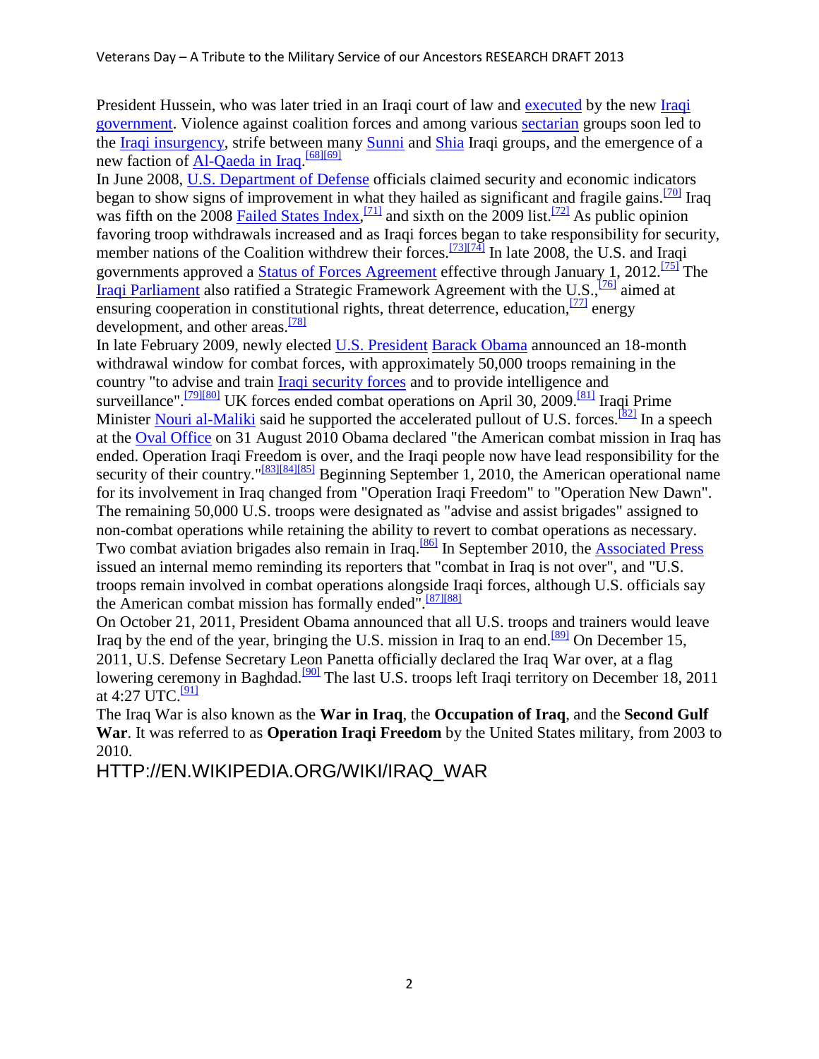President Hussein, who was later tried in an Iraqi court of law and executed by the new Iraqi government. Violence against coalition forces and among various sectarian groups soon led to the Iraqi insurgency, strife between many Sunni and Shia Iraqi groups, and the emergence of a new faction of Al-Qaeda in Iraq.[68][69]

In June 2008, U.S. Department of Defense officials claimed security and economic indicators began to show signs of improvement in what they hailed as significant and fragile gains.[70] Iraq was fifth on the 2008 Failed States Index,[71] and sixth on the 2009 list.[72] As public opinion favoring troop withdrawals increased and as Iraqi forces began to take responsibility for security, member nations of the Coalition withdrew their forces.[73][74] In late 2008, the U.S. and Iraqi governments approved a Status of Forces Agreement effective through January 1, 2012.[75] The Iraqi Parliament also ratified a Strategic Framework Agreement with the U.S.,[76] aimed at ensuring cooperation in constitutional rights, threat deterrence, education,[77] energy development, and other areas.[78]

In late February 2009, newly elected U.S. President Barack Obama announced an 18-month withdrawal window for combat forces, with approximately 50,000 troops remaining in the country "to advise and train Iraqi security forces and to provide intelligence and surveillance".[79][80] UK forces ended combat operations on April 30, 2009.[81] Iraqi Prime Minister Nouri al-Maliki said he supported the accelerated pullout of U.S. forces.[82] In a speech at the Oval Office on 31 August 2010 Obama declared "the American combat mission in Iraq has ended. Operation Iraqi Freedom is over, and the Iraqi people now have lead responsibility for the security of their country."[83][84][85] Beginning September 1, 2010, the American operational name for its involvement in Iraq changed from "Operation Iraqi Freedom" to "Operation New Dawn". The remaining 50,000 U.S. troops were designated as "advise and assist brigades" assigned to non-combat operations while retaining the ability to revert to combat operations as necessary. Two combat aviation brigades also remain in Iraq.[86] In September 2010, the Associated Press issued an internal memo reminding its reporters that "combat in Iraq is not over", and "U.S. troops remain involved in combat operations alongside Iraqi forces, although U.S. officials say the American combat mission has formally ended".[87][88]

On October 21, 2011, President Obama announced that all U.S. troops and trainers would leave Iraq by the end of the year, bringing the U.S. mission in Iraq to an end.[89] On December 15, 2011, U.S. Defense Secretary Leon Panetta officially declared the Iraq War over, at a flag lowering ceremony in Baghdad.[90] The last U.S. troops left Iraqi territory on December 18, 2011 at 4:27 UTC.[91]

The Iraq War is also known as the **War in Iraq**, the **Occupation of Iraq**, and the **Second Gulf War**. It was referred to as **Operation Iraqi Freedom** by the United States military, from 2003 to 2010.

HTTP://EN.WIKIPEDIA.ORG/WIKI/IRAQ_WAR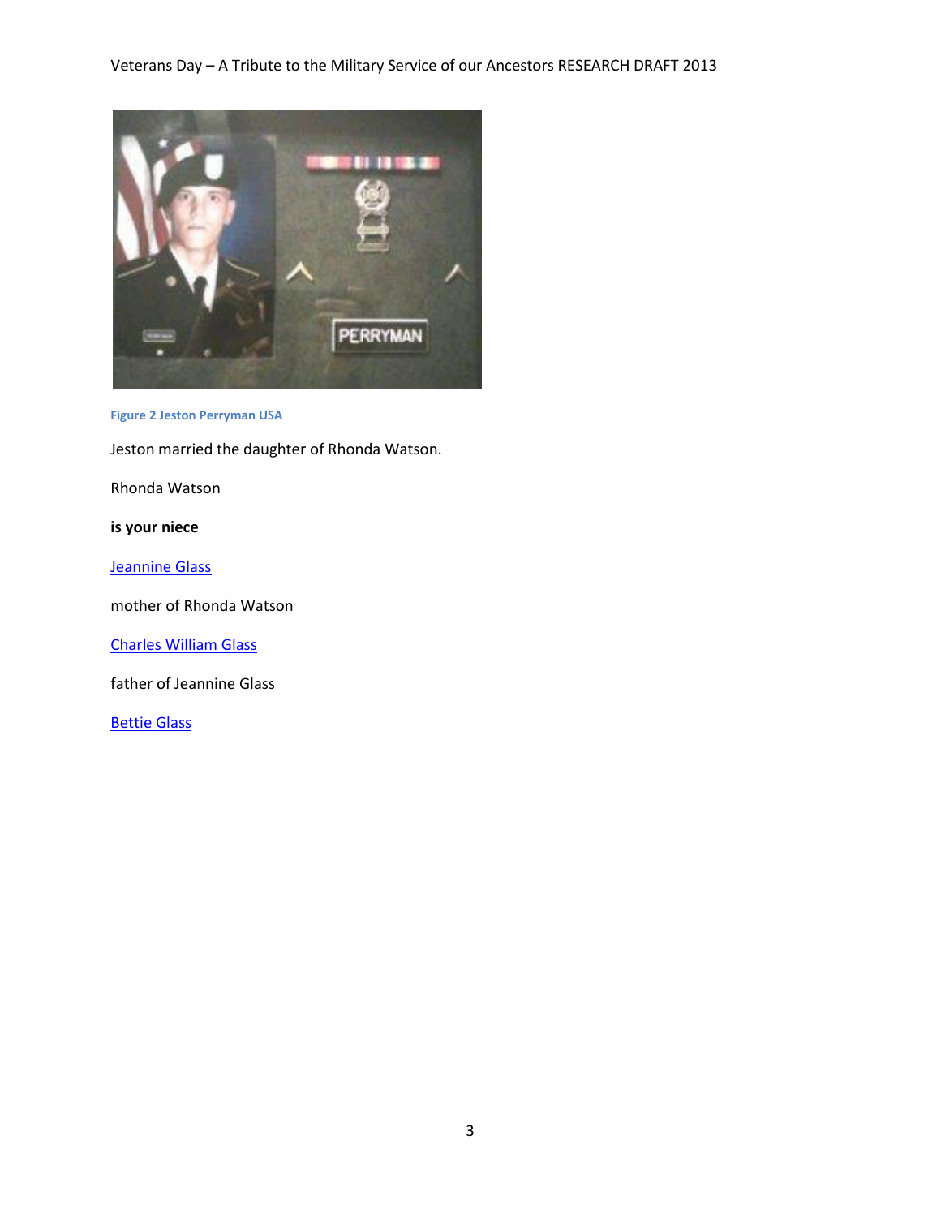Figure 2 Jeston Perryman USA

Jeston married the daughter of Rhonda Watson.

Rhonda Watson

**is your niece**

Jeannine Glass

mother of Rhonda Watson

Charles William Glass

father of Jeannine Glass

Bettie Glass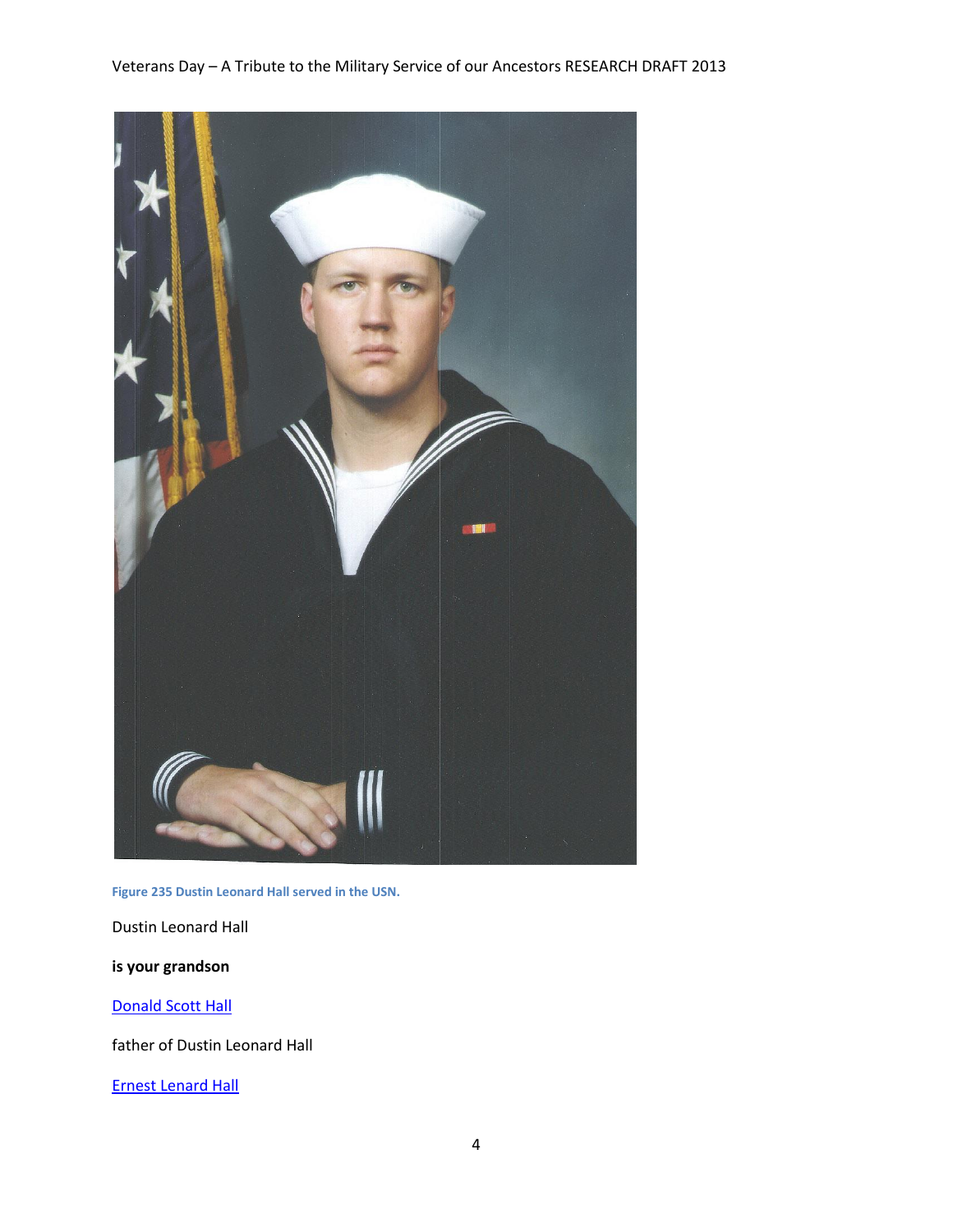Figure 235 Dustin Leonard Hall served in the USN.

Dustin Leonard Hall

**is your grandson**

Donald Scott Hall

father of Dustin Leonard Hall

Ernest Lenard Hall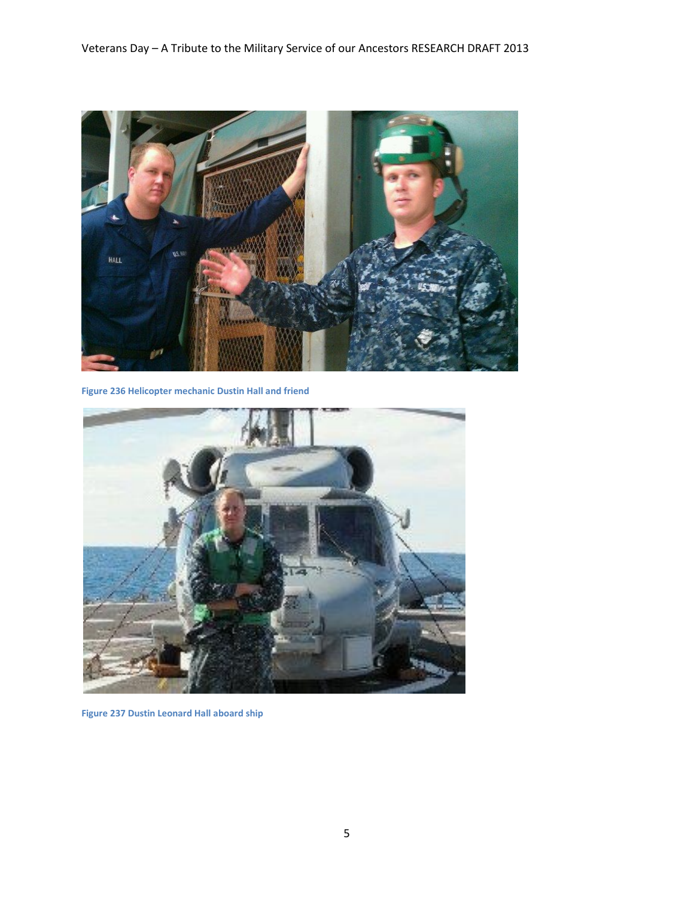Figure 236 Helicopter mechanic Dustin Hall and friend

Figure 237 Dustin Leonard Hall aboard ship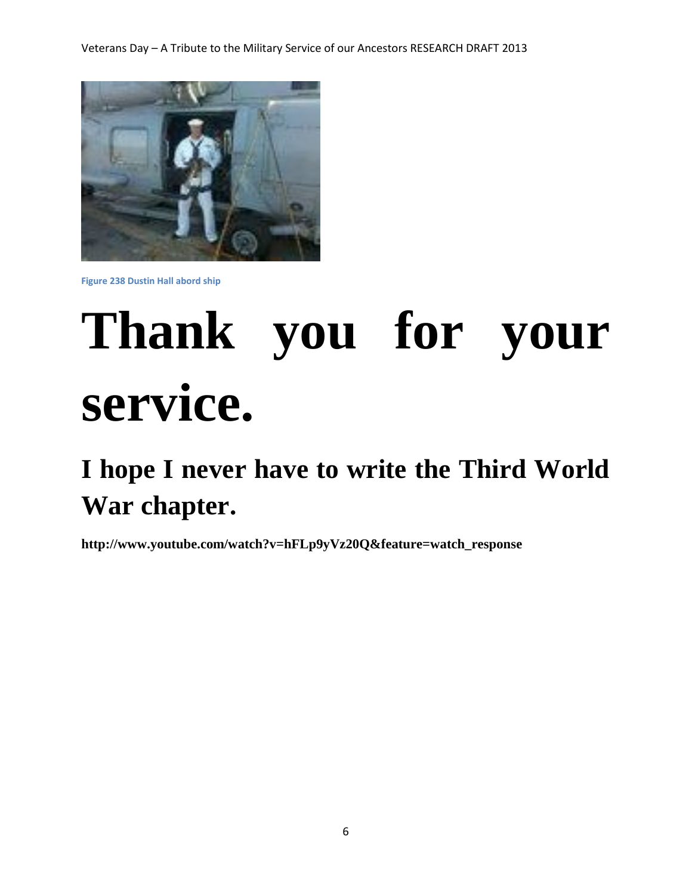Figure 238 Dustin Hall abord ship

# Thank you for your service.

## I hope I never have to write the Third World War chapter.

**http://www.youtube.com/watch?v=hFLp9yVz20Q&feature=watch_response**